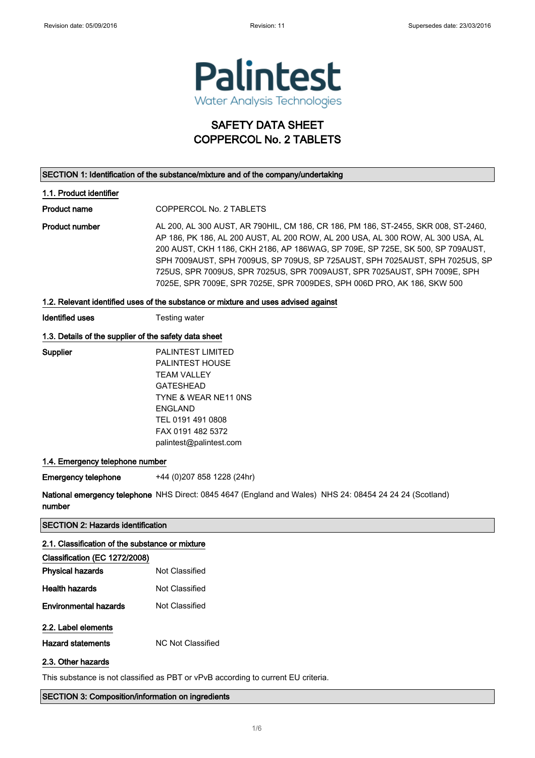Palintest
Water Analysis Technologies

# SAFETY DATA SHEET
# COPPERCOL No. 2 TABLETS

## SECTION 1: Identification of the substance/mixture and of the company/undertaking

### 1.1. Product identifier

**Product name** COPPERCOL No. 2 TABLETS

**Product number** AL 200, AL 300 AUST, AR 790HIL, CM 186, CR 186, PM 186, ST-2455, SKR 008, ST-2460, AP 186, PK 186, AL 200 AUST, AL 200 ROW, AL 200 USA, AL 300 ROW, AL 300 USA, AL 200 AUST, CKH 1186, CKH 2186, AP 186WAG, SP 709E, SP 725E, SK 500, SP 709AUST, SPH 7009AUST, SPH 7009US, SP 709US, SP 725AUST, SPH 7025AUST, SPH 7025US, SP 725US, SPR 7009US, SPR 7025US, SPR 7009AUST, SPR 7025AUST, SPH 7009E, SPH 7025E, SPR 7009E, SPR 7025E, SPR 7009DES, SPH 006D PRO, AK 186, SKW 500

### 1.2. Relevant identified uses of the substance or mixture and uses advised against

**Identified uses** Testing water

### 1.3. Details of the supplier of the safety data sheet

**Supplier**
PALINTEST LIMITED
PALINTEST HOUSE
TEAM VALLEY
GATESHEAD
TYNE & WEAR NE11 0NS
ENGLAND
TEL 0191 491 0808
FAX 0191 482 5372
palintest@palintest.com

### 1.4. Emergency telephone number

**Emergency telephone** +44 (0)207 858 1228 (24hr)

**National emergency telephone number** NHS Direct: 0845 4647 (England and Wales) NHS 24: 08454 24 24 24 (Scotland)

## SECTION 2: Hazards identification

### 2.1. Classification of the substance or mixture

**Classification (EC 1272/2008)**

**Physical hazards** Not Classified

**Health hazards** Not Classified

**Environmental hazards** Not Classified

### 2.2. Label elements

**Hazard statements** NC Not Classified

### 2.3. Other hazards

This substance is not classified as PBT or vPvB according to current EU criteria.

## SECTION 3: Composition/information on ingredients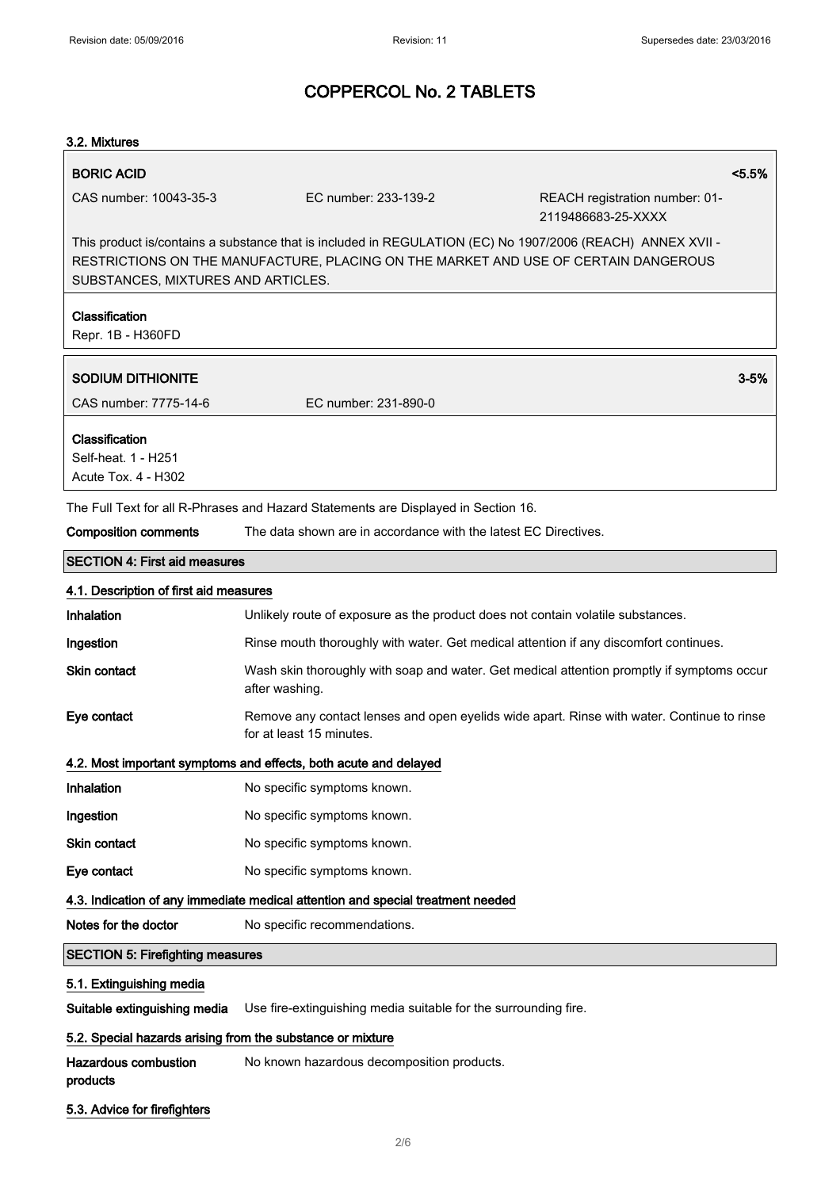# COPPERCOL No. 2 TABLETS

### 3.2. Mixtures

**BORIC ACID** <5.5%

CAS number: 10043-35-3 | EC number: 233-139-2 | REACH registration number: 01-2119486683-25-XXXX

This product is/contains a substance that is included in REGULATION (EC) No 1907/2006 (REACH) ANNEX XVII - RESTRICTIONS ON THE MANUFACTURE, PLACING ON THE MARKET AND USE OF CERTAIN DANGEROUS SUBSTANCES, MIXTURES AND ARTICLES.

**Classification**
Repr. 1B - H360FD

**SODIUM DITHIONITE** 3-5%

CAS number: 7775-14-6 | EC number: 231-890-0

**Classification**
Self-heat. 1 - H251
Acute Tox. 4 - H302

The Full Text for all R-Phrases and Hazard Statements are Displayed in Section 16.

**Composition comments** The data shown are in accordance with the latest EC Directives.

## SECTION 4: First aid measures

### 4.1. Description of first aid measures

| | |
|---|---|
| **Inhalation** | Unlikely route of exposure as the product does not contain volatile substances. |
| **Ingestion** | Rinse mouth thoroughly with water. Get medical attention if any discomfort continues. |
| **Skin contact** | Wash skin thoroughly with soap and water. Get medical attention promptly if symptoms occur after washing. |
| **Eye contact** | Remove any contact lenses and open eyelids wide apart. Rinse with water. Continue to rinse for at least 15 minutes. |

### 4.2. Most important symptoms and effects, both acute and delayed

| | |
|---|---|
| **Inhalation** | No specific symptoms known. |
| **Ingestion** | No specific symptoms known. |
| **Skin contact** | No specific symptoms known. |
| **Eye contact** | No specific symptoms known. |

### 4.3. Indication of any immediate medical attention and special treatment needed

**Notes for the doctor** No specific recommendations.

## SECTION 5: Firefighting measures

### 5.1. Extinguishing media

**Suitable extinguishing media** Use fire-extinguishing media suitable for the surrounding fire.

### 5.2. Special hazards arising from the substance or mixture

**Hazardous combustion products** No known hazardous decomposition products.

### 5.3. Advice for firefighters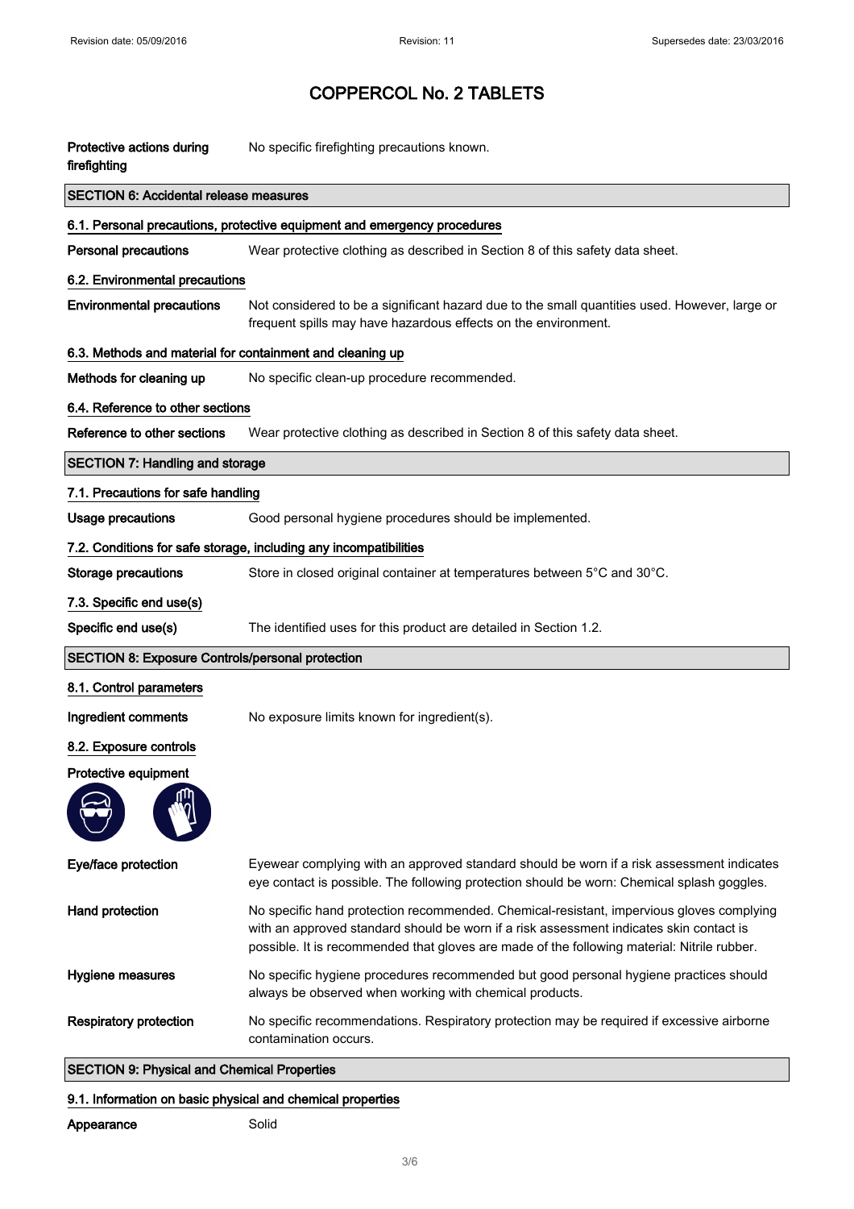# COPPERCOL No. 2 TABLETS

**Protective actions during firefighting** No specific firefighting precautions known.

## SECTION 6: Accidental release measures

### 6.1. Personal precautions, protective equipment and emergency procedures

**Personal precautions** Wear protective clothing as described in Section 8 of this safety data sheet.

### 6.2. Environmental precautions

**Environmental precautions** Not considered to be a significant hazard due to the small quantities used. However, large or frequent spills may have hazardous effects on the environment.

### 6.3. Methods and material for containment and cleaning up

**Methods for cleaning up** No specific clean-up procedure recommended.

### 6.4. Reference to other sections

**Reference to other sections** Wear protective clothing as described in Section 8 of this safety data sheet.

## SECTION 7: Handling and storage

### 7.1. Precautions for safe handling

**Usage precautions** Good personal hygiene procedures should be implemented.

### 7.2. Conditions for safe storage, including any incompatibilities

**Storage precautions** Store in closed original container at temperatures between 5°C and 30°C.

### 7.3. Specific end use(s)

**Specific end use(s)** The identified uses for this product are detailed in Section 1.2.

## SECTION 8: Exposure Controls/personal protection

### 8.1. Control parameters

**Ingredient comments** No exposure limits known for ingredient(s).

### 8.2. Exposure controls

**Protective equipment**

**Eye/face protection** Eyewear complying with an approved standard should be worn if a risk assessment indicates eye contact is possible. The following protection should be worn: Chemical splash goggles.

**Hand protection** No specific hand protection recommended. Chemical-resistant, impervious gloves complying with an approved standard should be worn if a risk assessment indicates skin contact is possible. It is recommended that gloves are made of the following material: Nitrile rubber.

**Hygiene measures** No specific hygiene procedures recommended but good personal hygiene practices should always be observed when working with chemical products.

**Respiratory protection** No specific recommendations. Respiratory protection may be required if excessive airborne contamination occurs.

## SECTION 9: Physical and Chemical Properties

### 9.1. Information on basic physical and chemical properties

**Appearance** Solid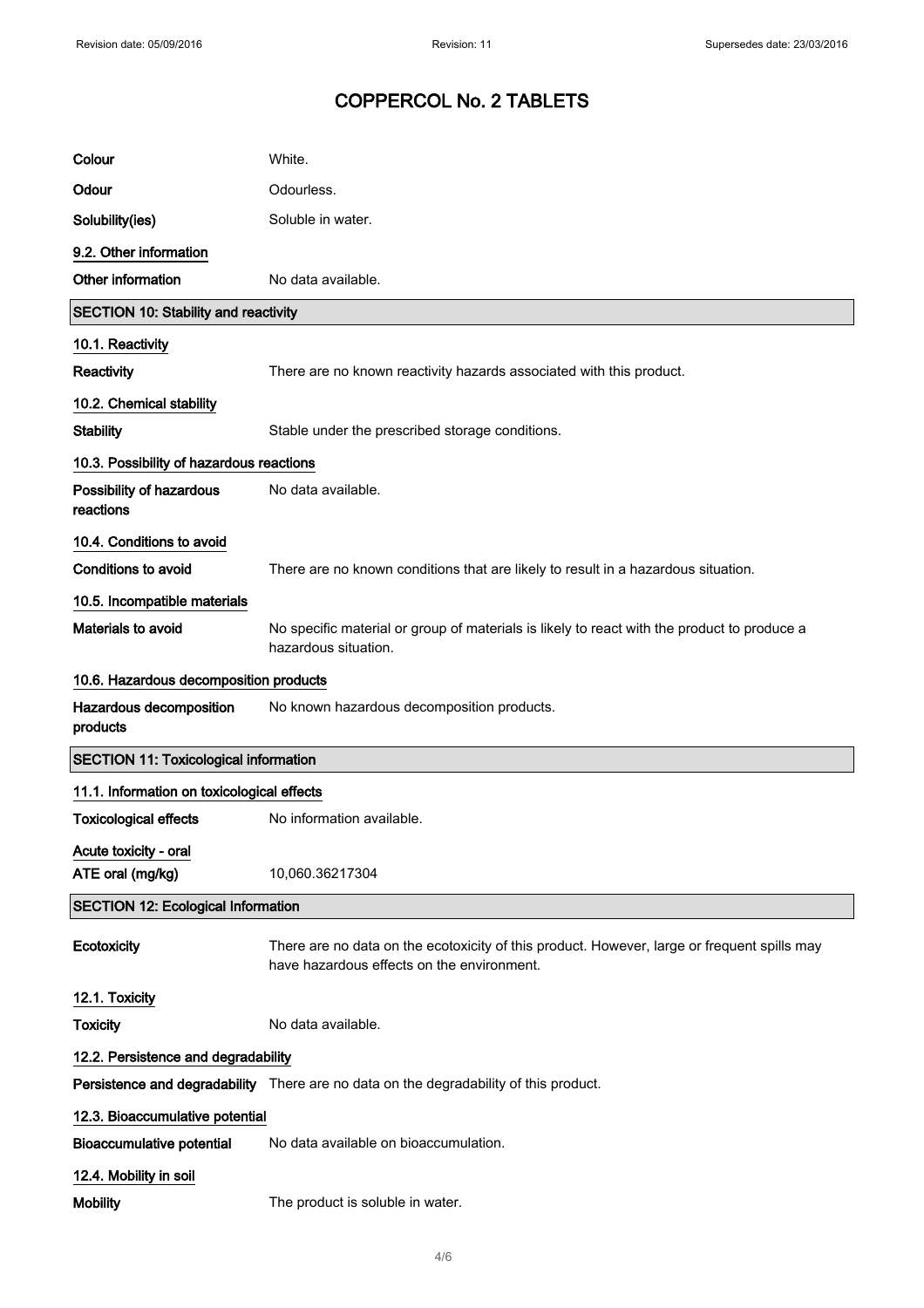| | |
|---|---|
| **Colour** | White. |
| **Odour** | Odourless. |
| **Solubility(ies)** | Soluble in water. |

### 9.2. Other information

| | |
|---|---|
| **Other information** | No data available. |

## SECTION 10: Stability and reactivity

### 10.1. Reactivity

| | |
|---|---|
| **Reactivity** | There are no known reactivity hazards associated with this product. |

### 10.2. Chemical stability

| | |
|---|---|
| **Stability** | Stable under the prescribed storage conditions. |

### 10.3. Possibility of hazardous reactions

| | |
|---|---|
| **Possibility of hazardous reactions** | No data available. |

### 10.4. Conditions to avoid

| | |
|---|---|
| **Conditions to avoid** | There are no known conditions that are likely to result in a hazardous situation. |

### 10.5. Incompatible materials

| | |
|---|---|
| **Materials to avoid** | No specific material or group of materials is likely to react with the product to produce a hazardous situation. |

### 10.6. Hazardous decomposition products

| | |
|---|---|
| **Hazardous decomposition products** | No known hazardous decomposition products. |

## SECTION 11: Toxicological information

### 11.1. Information on toxicological effects

| | |
|---|---|
| **Toxicological effects** | No information available. |

**Acute toxicity - oral**

| | |
|---|---|
| **ATE oral (mg/kg)** | 10,060.36217304 |

## SECTION 12: Ecological Information

| | |
|---|---|
| **Ecotoxicity** | There are no data on the ecotoxicity of this product. However, large or frequent spills may have hazardous effects on the environment. |

### 12.1. Toxicity

| | |
|---|---|
| **Toxicity** | No data available. |

### 12.2. Persistence and degradability

| | |
|---|---|
| **Persistence and degradability** | There are no data on the degradability of this product. |

### 12.3. Bioaccumulative potential

| | |
|---|---|
| **Bioaccumulative potential** | No data available on bioaccumulation. |

### 12.4. Mobility in soil

| | |
|---|---|
| **Mobility** | The product is soluble in water. |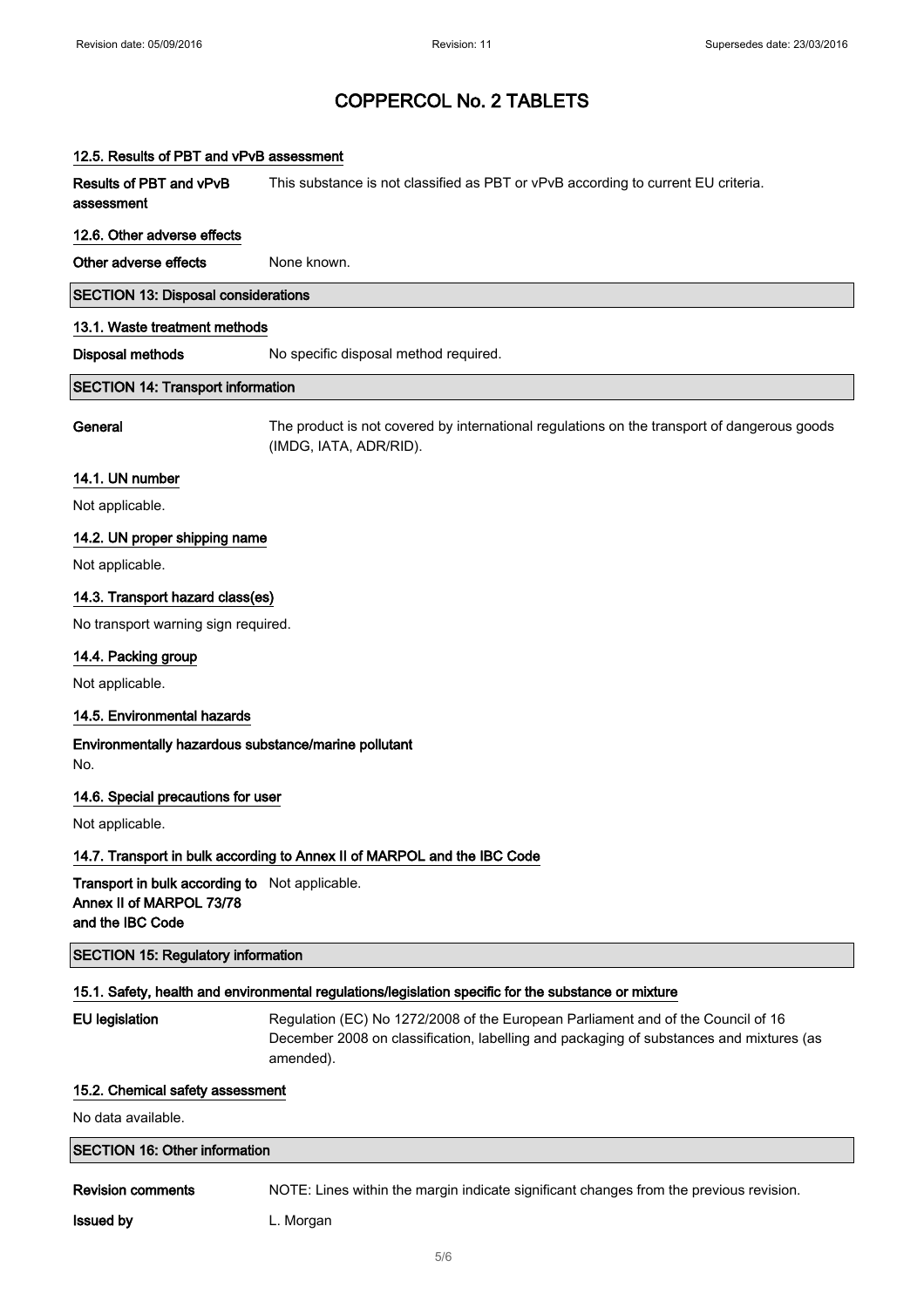# COPPERCOL No. 2 TABLETS

### 12.5. Results of PBT and vPvB assessment

**Results of PBT and vPvB assessment** This substance is not classified as PBT or vPvB according to current EU criteria.

### 12.6. Other adverse effects

**Other adverse effects** None known.

## SECTION 13: Disposal considerations

### 13.1. Waste treatment methods

**Disposal methods** No specific disposal method required.

## SECTION 14: Transport information

**General** The product is not covered by international regulations on the transport of dangerous goods (IMDG, IATA, ADR/RID).

### 14.1. UN number

Not applicable.

### 14.2. UN proper shipping name

Not applicable.

### 14.3. Transport hazard class(es)

No transport warning sign required.

### 14.4. Packing group

Not applicable.

### 14.5. Environmental hazards

**Environmentally hazardous substance/marine pollutant**

No.

### 14.6. Special precautions for user

Not applicable.

### 14.7. Transport in bulk according to Annex II of MARPOL and the IBC Code

**Transport in bulk according to Annex II of MARPOL 73/78 and the IBC Code** Not applicable.

## SECTION 15: Regulatory information

### 15.1. Safety, health and environmental regulations/legislation specific for the substance or mixture

**EU legislation** Regulation (EC) No 1272/2008 of the European Parliament and of the Council of 16 December 2008 on classification, labelling and packaging of substances and mixtures (as amended).

### 15.2. Chemical safety assessment

No data available.

## SECTION 16: Other information

**Revision comments** NOTE: Lines within the margin indicate significant changes from the previous revision.

**Issued by** L. Morgan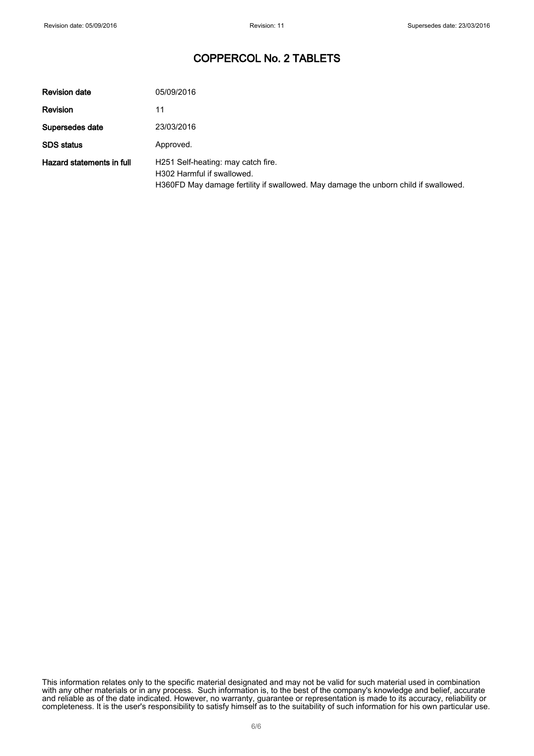# COPPERCOL No. 2 TABLETS

| | |
|---|---|
| **Revision date** | 05/09/2016 |
| **Revision** | 11 |
| **Supersedes date** | 23/03/2016 |
| **SDS status** | Approved. |
| **Hazard statements in full** | H251 Self-heating: may catch fire.<br>H302 Harmful if swallowed.<br>H360FD May damage fertility if swallowed. May damage the unborn child if swallowed. |

This information relates only to the specific material designated and may not be valid for such material used in combination with any other materials or in any process. Such information is, to the best of the company's knowledge and belief, accurate and reliable as of the date indicated. However, no warranty, guarantee or representation is made to its accuracy, reliability or completeness. It is the user's responsibility to satisfy himself as to the suitability of such information for his own particular use.